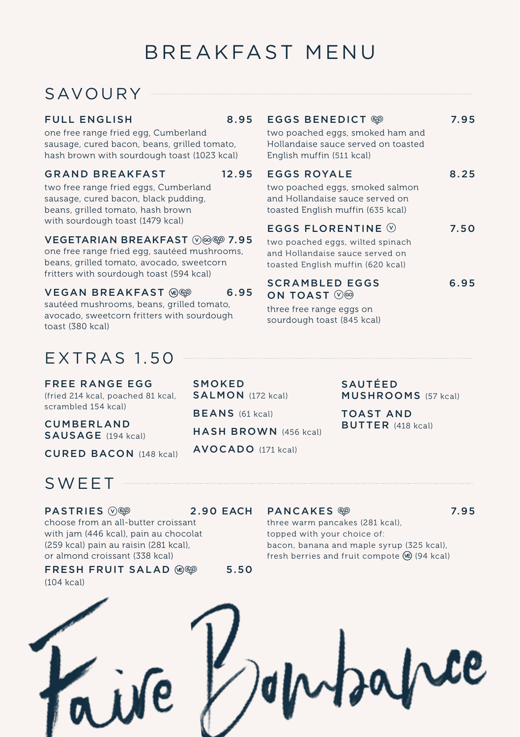# BREAKFAST MENU

## SAVOURY

**FULL ENGLISH** 8.95
one free range fried egg, Cumberland sausage, cured bacon, beans, grilled tomato, hash brown with sourdough toast (1023 kcal)

**GRAND BREAKFAST** 12.95
two free range fried eggs, Cumberland sausage, cured bacon, black pudding, beans, grilled tomato, hash brown with sourdough toast (1479 kcal)

**VEGETARIAN BREAKFAST** (V) (GO) (GFO) 7.95
one free range fried egg, sautéed mushrooms, beans, grilled tomato, avocado, sweetcorn fritters with sourdough toast (594 kcal)

**VEGAN BREAKFAST** (VE) (GFO) 6.95
sautéed mushrooms, beans, grilled tomato, avocado, sweetcorn fritters with sourdough toast (380 kcal)

**EGGS BENEDICT** (GFO) 7.95
two poached eggs, smoked ham and Hollandaise sauce served on toasted English muffin (511 kcal)

**EGGS ROYALE** 8.25
two poached eggs, smoked salmon and Hollandaise sauce served on toasted English muffin (635 kcal)

**EGGS FLORENTINE** (V) 7.50
two poached eggs, wilted spinach and Hollandaise sauce served on toasted English muffin (620 kcal)

**SCRAMBLED EGGS ON TOAST** (V) (GO) 6.95
three free range eggs on sourdough toast (845 kcal)

## EXTRAS 1.50

**FREE RANGE EGG** (fried 214 kcal, poached 81 kcal, scrambled 154 kcal)

**CUMBERLAND SAUSAGE** (194 kcal)

**CURED BACON** (148 kcal)

**SMOKED SALMON** (172 kcal)

**BEANS** (61 kcal)

**HASH BROWN** (456 kcal)

**AVOCADO** (171 kcal)

**SAUTÉED MUSHROOMS** (57 kcal)

**TOAST AND BUTTER** (418 kcal)

## SWEET

**PASTRIES** (V) (GFO) 2.90 EACH
choose from an all-butter croissant with jam (446 kcal), pain au chocolat (259 kcal) pain au raisin (281 kcal), or almond croissant (338 kcal)

**FRESH FRUIT SALAD** (VE) (GFO) 5.50
(104 kcal)

**PANCAKES** (GFO) 7.95
three warm pancakes (281 kcal), topped with your choice of:
bacon, banana and maple syrup (325 kcal),
fresh berries and fruit compote (VE) (94 kcal)

Faire Bombance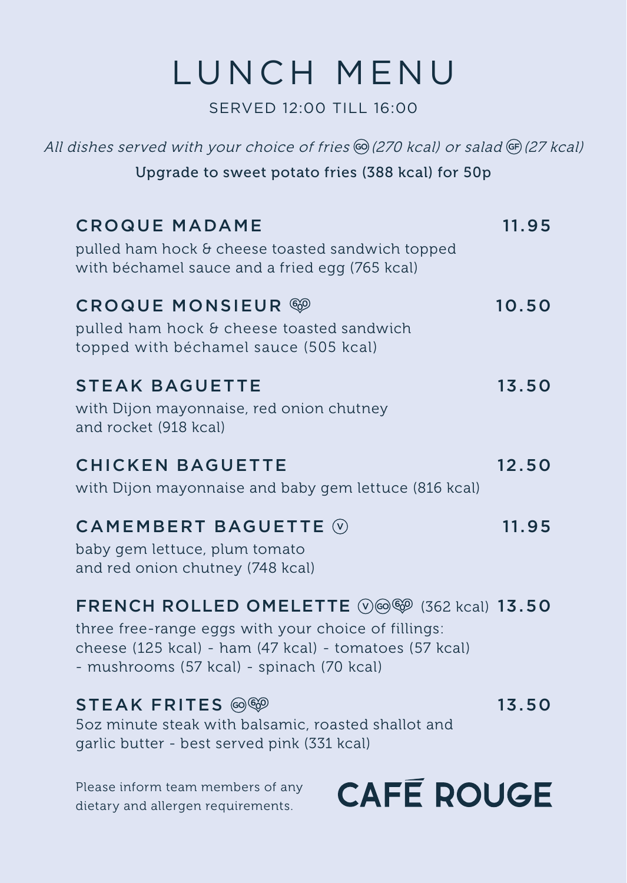# LUNCH MENU

SERVED 12:00 TILL 16:00

*All dishes served with your choice of fries (GO) (270 kcal) or salad (GF) (27 kcal)*

Upgrade to sweet potato fries (388 kcal) for 50p

## CROQUE MADAME — 11.95

pulled ham hock & cheese toasted sandwich topped with béchamel sauce and a fried egg (765 kcal)

## CROQUE MONSIEUR (600) — 10.50

pulled ham hock & cheese toasted sandwich topped with béchamel sauce (505 kcal)

## STEAK BAGUETTE — 13.50

with Dijon mayonnaise, red onion chutney and rocket (918 kcal)

## CHICKEN BAGUETTE — 12.50

with Dijon mayonnaise and baby gem lettuce (816 kcal)

## CAMEMBERT BAGUETTE (V) — 11.95

baby gem lettuce, plum tomato and red onion chutney (748 kcal)

## FRENCH ROLLED OMELETTE (V) (GO) (600) (362 kcal) — 13.50

three free-range eggs with your choice of fillings: cheese (125 kcal) - ham (47 kcal) - tomatoes (57 kcal) - mushrooms (57 kcal) - spinach (70 kcal)

## STEAK FRITES (GO) (600) — 13.50

5oz minute steak with balsamic, roasted shallot and garlic butter - best served pink (331 kcal)

Please inform team members of any dietary and allergen requirements.

**CAFÉ ROUGE**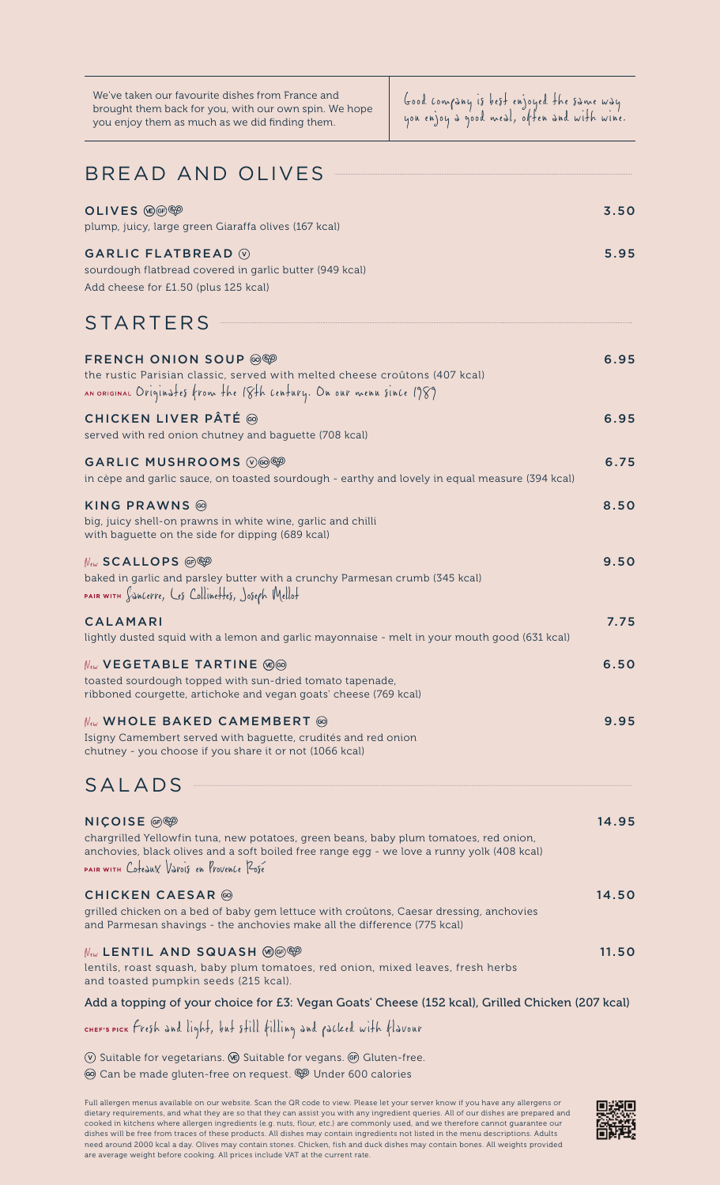We've taken our favourite dishes from France and brought them back for you, with our own spin. We hope you enjoy them as much as we did finding them.

Good company is best enjoyed the same way you enjoy a good meal, often and with wine.

## BREAD AND OLIVES

**OLIVES** (VE)(GF)(Under 600) — 3.50
plump, juicy, large green Giaraffa olives (167 kcal)

**GARLIC FLATBREAD** (V) — 5.95
sourdough flatbread covered in garlic butter (949 kcal)
Add cheese for £1.50 (plus 125 kcal)

## STARTERS

**FRENCH ONION SOUP** (GO)(Under 600) — 6.95
the rustic Parisian classic, served with melted cheese croûtons (407 kcal)
AN ORIGINAL Originates from the 18th century. On our menu since 1989

**CHICKEN LIVER PÂTÉ** (GO) — 6.95
served with red onion chutney and baguette (708 kcal)

**GARLIC MUSHROOMS** (V)(GO)(Under 600) — 6.75
in cèpe and garlic sauce, on toasted sourdough - earthy and lovely in equal measure (394 kcal)

**KING PRAWNS** (GO) — 8.50
big, juicy shell-on prawns in white wine, garlic and chilli with baguette on the side for dipping (689 kcal)

New **SCALLOPS** (GF)(Under 600) — 9.50
baked in garlic and parsley butter with a crunchy Parmesan crumb (345 kcal)
PAIR WITH Sancerre, Les Collinettes, Joseph Mellot

**CALAMARI** — 7.75
lightly dusted squid with a lemon and garlic mayonnaise - melt in your mouth good (631 kcal)

New **VEGETABLE TARTINE** (VE)(GO) — 6.50
toasted sourdough topped with sun-dried tomato tapenade, ribboned courgette, artichoke and vegan goats' cheese (769 kcal)

New **WHOLE BAKED CAMEMBERT** (GO) — 9.95
Isigny Camembert served with baguette, crudités and red onion chutney - you choose if you share it or not (1066 kcal)

## SALADS

**NIÇOISE** (GF)(Under 600) — 14.95
chargrilled Yellowfin tuna, new potatoes, green beans, baby plum tomatoes, red onion, anchovies, black olives and a soft boiled free range egg - we love a runny yolk (408 kcal)
PAIR WITH Coteaux Varois en Provence Rosé

**CHICKEN CAESAR** (GO) — 14.50
grilled chicken on a bed of baby gem lettuce with croûtons, Caesar dressing, anchovies and Parmesan shavings - the anchovies make all the difference (775 kcal)

New **LENTIL AND SQUASH** (VE)(GF)(Under 600) — 11.50
lentils, roast squash, baby plum tomatoes, red onion, mixed leaves, fresh herbs and toasted pumpkin seeds (215 kcal).

**Add a topping of your choice for £3: Vegan Goats' Cheese (152 kcal), Grilled Chicken (207 kcal)**

CHEF'S PICK Fresh and light, but still filling and packed with flavour

(V) Suitable for vegetarians. (VE) Suitable for vegans. (GF) Gluten-free.
(GO) Can be made gluten-free on request. (Under 600) Under 600 calories

Full allergen menus available on our website. Scan the QR code to view. Please let your server know if you have any allergens or dietary requirements, and what they are so that they can assist you with any ingredient queries. All of our dishes are prepared and cooked in kitchens where allergen ingredients (e.g. nuts, flour, etc.) are commonly used, and we therefore cannot guarantee our dishes will be free from traces of these products. All dishes may contain ingredients not listed in the menu descriptions. Adults need around 2000 kcal a day. Olives may contain stones. Chicken, fish and duck dishes may contain bones. All weights provided are average weight before cooking. All prices include VAT at the current rate.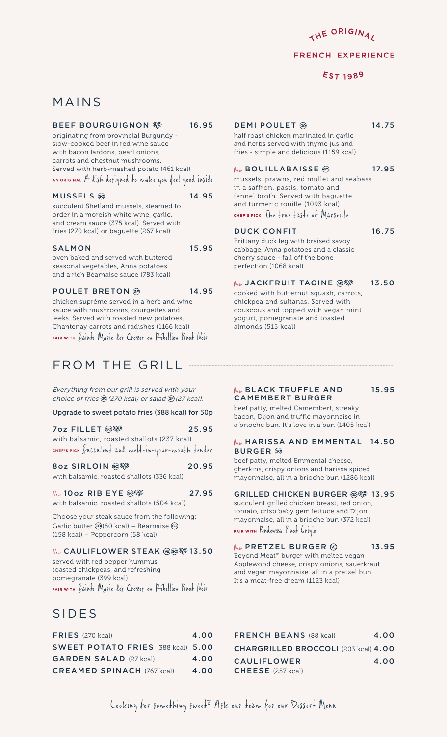THE ORIGINAL

FRENCH EXPERIENCE

EST 1989

## MAINS

**BEEF BOURGUIGNON** (VG) **16.95**
originating from provincial Burgundy - slow-cooked beef in red wine sauce with bacon lardons, pearl onions, carrots and chestnut mushrooms. Served with herb-mashed potato (461 kcal)
AN ORIGINAL *A dish designed to make you feel good inside*

**MUSSELS** (GO) **14.95**
succulent Shetland mussels, steamed to order in a moreish white wine, garlic, and cream sauce (375 kcal). Served with fries (270 kcal) or baguette (267 kcal)

**SALMON** **15.95**
oven baked and served with buttered seasonal vegetables, Anna potatoes and a rich Béarnaise sauce (783 kcal)

**POULET BRETON** (GF) **14.95**
chicken suprême served in a herb and wine sauce with mushrooms, courgettes and leeks. Served with roasted new potatoes, Chantenay carrots and radishes (1166 kcal)
PAIR WITH *Sainte Marie des Crozes en Rebellion Pinot Noir*

**DEMI POULET** (GO) **14.75**
half roast chicken marinated in garlic and herbs served with thyme jus and fries - simple and delicious (1159 kcal)

*New* **BOUILLABAISSE** (GO) **17.95**
mussels, prawns, red mullet and seabass in a saffron, pastis, tomato and fennel broth. Served with baguette and turmeric rouille (1093 kcal)
CHEF'S PICK *The true taste of Marseille*

**DUCK CONFIT** **16.75**
Brittany duck leg with braised savoy cabbage, Anna potatoes and a classic cherry sauce - fall off the bone perfection (1068 kcal)

*New* **JACKFRUIT TAGINE** (VE)(VG) **13.50**
cooked with butternut squash, carrots, chickpea and sultanas. Served with couscous and topped with vegan mint yogurt, pomegranate and toasted almonds (515 kcal)

## FROM THE GRILL

*Everything from our grill is served with your choice of fries (GO) (270 kcal) or salad (GF) (27 kcal).*

Upgrade to sweet potato fries (388 kcal) for 50p

**7oz FILLET** (GO)(VG) **25.95**
with balsamic, roasted shallots (237 kcal)
CHEF'S PICK *Succulent and melt-in-your-mouth tender*

**8oz SIRLOIN** (GO)(VG) **20.95**
with balsamic, roasted shallots (336 kcal)

*New* **10oz RIB EYE** (GO)(VG) **27.95**
with balsamic, roasted shallots (504 kcal)

Choose your steak sauce from the following:
Garlic butter (GO) (60 kcal) – Béarnaise (GO) (158 kcal) – Peppercorn (58 kcal)

*New* **CAULIFLOWER STEAK** (VE)(GO)(VG) **13.50**
served with red pepper hummus, toasted chickpeas, and refreshing pomegranate (399 kcal)
PAIR WITH *Sainte Marie des Crozes en Rebellion Pinot Noir*

*New* **BLACK TRUFFLE AND CAMEMBERT BURGER** **15.95**
beef patty, melted Camembert, streaky bacon, Dijon and truffle mayonnaise in a brioche bun. It's love in a bun (1405 kcal)

*New* **HARISSA AND EMMENTAL BURGER** (GO) **14.50**
beef patty, melted Emmental cheese, gherkins, crispy onions and harissa spiced mayonnaise, all in a brioche bun (1286 kcal)

**GRILLED CHICKEN BURGER** (GO)(VG) **13.95**
succulent grilled chicken breast, red onion, tomato, crisp baby gem lettuce and Dijon mayonnaise, all in a brioche bun (372 kcal)
PAIR WITH *Pendenza Pinot Grigio*

*New* **PRETZEL BURGER** (VE) **13.95**
Beyond Meat™ burger with melted vegan Applewood cheese, crispy onions, sauerkraut and vegan mayonnaise, all in a pretzel bun. It's a meat-free dream (1123 kcal)

## SIDES

| | |
|---|---|
| **FRIES** (270 kcal) | **4.00** |
| **SWEET POTATO FRIES** (388 kcal) | **5.00** |
| **GARDEN SALAD** (27 kcal) | **4.00** |
| **CREAMED SPINACH** (767 kcal) | **4.00** |
| **FRENCH BEANS** (88 kcal) | **4.00** |
| **CHARGRILLED BROCCOLI** (203 kcal) | **4.00** |
| **CAULIFLOWER CHEESE** (257 kcal) | **4.00** |

*Looking for something sweet? Ask our team for our Dessert Menu*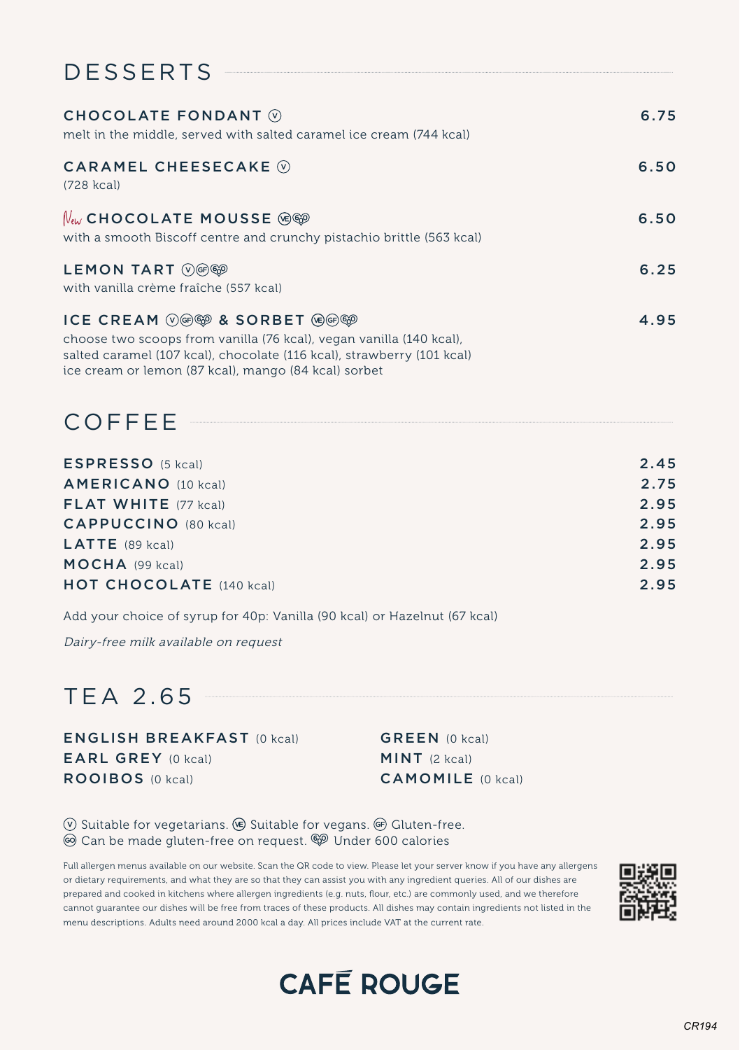## DESSERTS

**CHOCOLATE FONDANT** Ⓥ — 6.75
melt in the middle, served with salted caramel ice cream (744 kcal)

**CARAMEL CHEESECAKE** Ⓥ — 6.50
(728 kcal)

*New* **CHOCOLATE MOUSSE** (VE) (600) — 6.50
with a smooth Biscoff centre and crunchy pistachio brittle (563 kcal)

**LEMON TART** Ⓥ (GF) (600) — 6.25
with vanilla crème fraîche (557 kcal)

**ICE CREAM** Ⓥ (GF) (600) **& SORBET** (VE) (GF) (600) — 4.95
choose two scoops from vanilla (76 kcal), vegan vanilla (140 kcal), salted caramel (107 kcal), chocolate (116 kcal), strawberry (101 kcal) ice cream or lemon (87 kcal), mango (84 kcal) sorbet

## COFFEE

| | |
|---|---|
| **ESPRESSO** (5 kcal) | 2.45 |
| **AMERICANO** (10 kcal) | 2.75 |
| **FLAT WHITE** (77 kcal) | 2.95 |
| **CAPPUCCINO** (80 kcal) | 2.95 |
| **LATTE** (89 kcal) | 2.95 |
| **MOCHA** (99 kcal) | 2.95 |
| **HOT CHOCOLATE** (140 kcal) | 2.95 |

Add your choice of syrup for 40p: Vanilla (90 kcal) or Hazelnut (67 kcal)

*Dairy-free milk available on request*

## TEA 2.65

**ENGLISH BREAKFAST** (0 kcal)
**EARL GREY** (0 kcal)
**ROOIBOS** (0 kcal)
**GREEN** (0 kcal)
**MINT** (2 kcal)
**CAMOMILE** (0 kcal)

Ⓥ Suitable for vegetarians. (VE) Suitable for vegans. (GF) Gluten-free.
(GO) Can be made gluten-free on request. (600) Under 600 calories

Full allergen menus available on our website. Scan the QR code to view. Please let your server know if you have any allergens or dietary requirements, and what they are so that they can assist you with any ingredient queries. All of our dishes are prepared and cooked in kitchens where allergen ingredients (e.g. nuts, flour, etc.) are commonly used, and we therefore cannot guarantee our dishes will be free from traces of these products. All dishes may contain ingredients not listed in the menu descriptions. Adults need around 2000 kcal a day. All prices include VAT at the current rate.

CAFÉ ROUGE

CR194